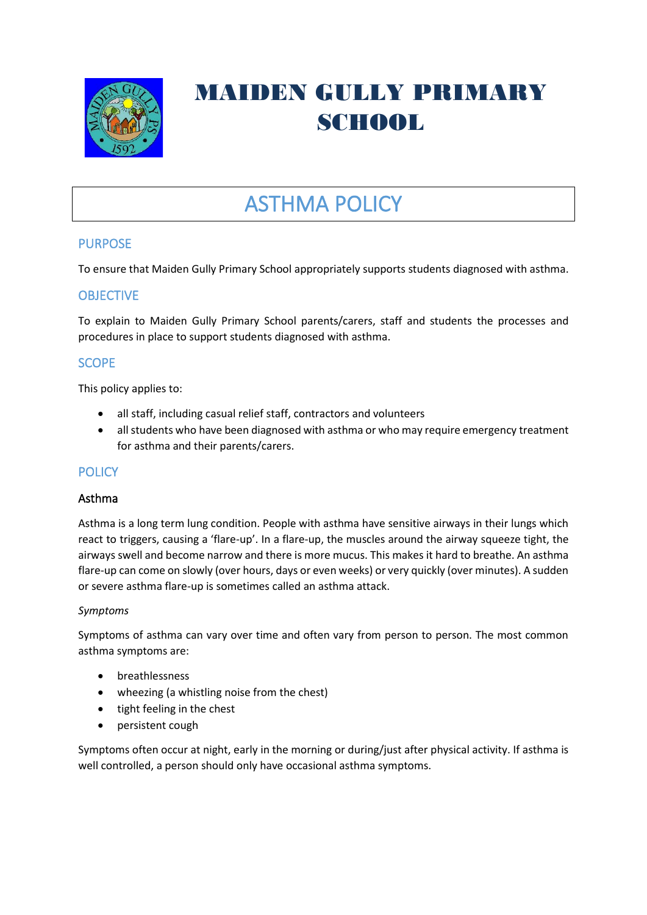# MAIDEN GULLY PRIMARY SCHOOL

## ASTHMA POLICY

### PURPOSE

To ensure that Maiden Gully Primary School appropriately supports students diagnosed with asthma.

### OBJECTIVE

To explain to Maiden Gully Primary School parents/carers, staff and students the processes and procedures in place to support students diagnosed with asthma.

### SCOPE

This policy applies to:

- all staff, including casual relief staff, contractors and volunteers
- all students who have been diagnosed with asthma or who may require emergency treatment for asthma and their parents/carers.

### POLICY

#### Asthma

Asthma is a long term lung condition. People with asthma have sensitive airways in their lungs which react to triggers, causing a 'flare-up'. In a flare-up, the muscles around the airway squeeze tight, the airways swell and become narrow and there is more mucus. This makes it hard to breathe. An asthma flare-up can come on slowly (over hours, days or even weeks) or very quickly (over minutes). A sudden or severe asthma flare-up is sometimes called an asthma attack.

*Symptoms*

Symptoms of asthma can vary over time and often vary from person to person. The most common asthma symptoms are:

- breathlessness
- wheezing (a whistling noise from the chest)
- tight feeling in the chest
- persistent cough

Symptoms often occur at night, early in the morning or during/just after physical activity. If asthma is well controlled, a person should only have occasional asthma symptoms.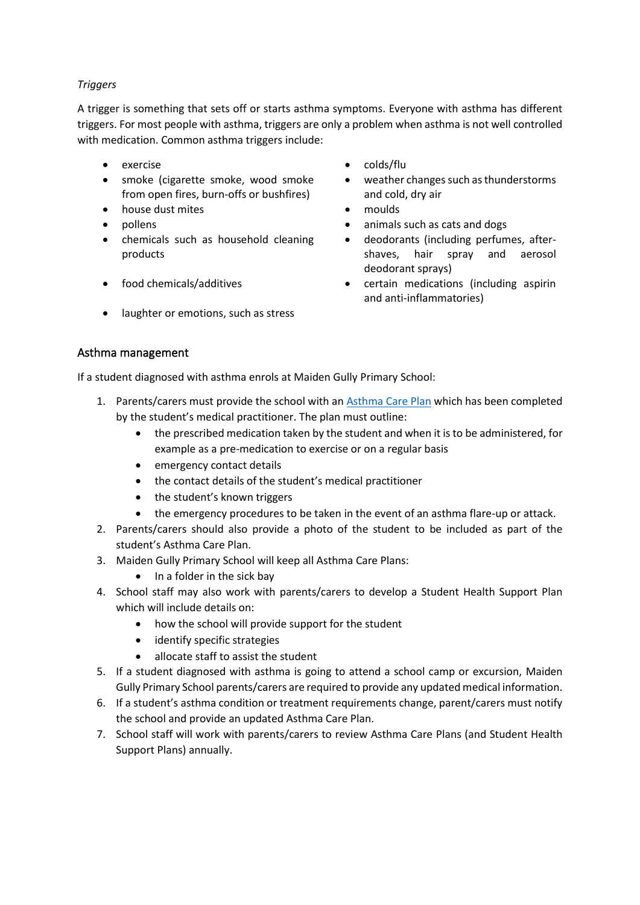*Triggers*

A trigger is something that sets off or starts asthma symptoms. Everyone with asthma has different triggers. For most people with asthma, triggers are only a problem when asthma is not well controlled with medication. Common asthma triggers include:

- exercise
- smoke (cigarette smoke, wood smoke from open fires, burn-offs or bushfires)
- house dust mites
- pollens
- chemicals such as household cleaning products
- food chemicals/additives
- laughter or emotions, such as stress
- colds/flu
- weather changes such as thunderstorms and cold, dry air
- moulds
- animals such as cats and dogs
- deodorants (including perfumes, after-shaves, hair spray and aerosol deodorant sprays)
- certain medications (including aspirin and anti-inflammatories)

## Asthma management

If a student diagnosed with asthma enrols at Maiden Gully Primary School:

1. Parents/carers must provide the school with an [Asthma Care Plan]() which has been completed by the student's medical practitioner. The plan must outline:
   - the prescribed medication taken by the student and when it is to be administered, for example as a pre-medication to exercise or on a regular basis
   - emergency contact details
   - the contact details of the student's medical practitioner
   - the student's known triggers
   - the emergency procedures to be taken in the event of an asthma flare-up or attack.
2. Parents/carers should also provide a photo of the student to be included as part of the student's Asthma Care Plan.
3. Maiden Gully Primary School will keep all Asthma Care Plans:
   - In a folder in the sick bay
4. School staff may also work with parents/carers to develop a Student Health Support Plan which will include details on:
   - how the school will provide support for the student
   - identify specific strategies
   - allocate staff to assist the student
5. If a student diagnosed with asthma is going to attend a school camp or excursion, Maiden Gully Primary School parents/carers are required to provide any updated medical information.
6. If a student's asthma condition or treatment requirements change, parent/carers must notify the school and provide an updated Asthma Care Plan.
7. School staff will work with parents/carers to review Asthma Care Plans (and Student Health Support Plans) annually.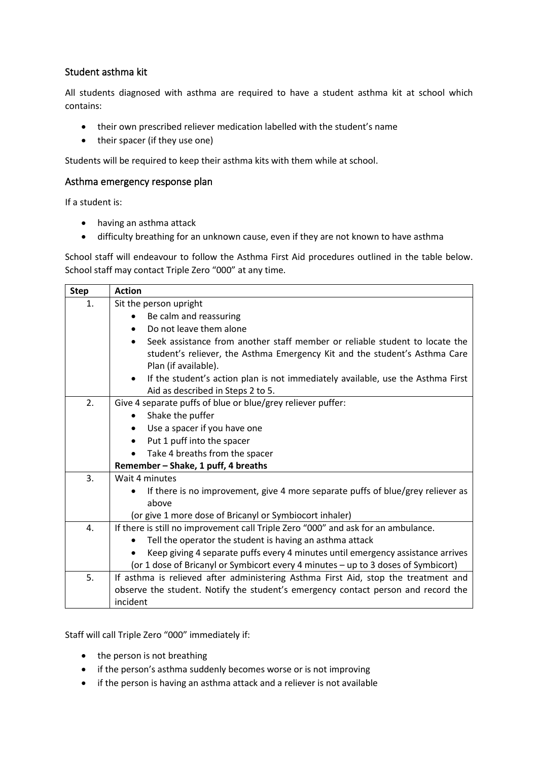## Student asthma kit

All students diagnosed with asthma are required to have a student asthma kit at school which contains:

- their own prescribed reliever medication labelled with the student's name
- their spacer (if they use one)

Students will be required to keep their asthma kits with them while at school.

## Asthma emergency response plan

If a student is:

- having an asthma attack
- difficulty breathing for an unknown cause, even if they are not known to have asthma

School staff will endeavour to follow the Asthma First Aid procedures outlined in the table below. School staff may contact Triple Zero "000" at any time.

| Step | Action |
|---|---|
| 1. | Sit the person upright<br>• Be calm and reassuring<br>• Do not leave them alone<br>• Seek assistance from another staff member or reliable student to locate the student's reliever, the Asthma Emergency Kit and the student's Asthma Care Plan (if available).<br>• If the student's action plan is not immediately available, use the Asthma First Aid as described in Steps 2 to 5. |
| 2. | Give 4 separate puffs of blue or blue/grey reliever puffer:<br>• Shake the puffer<br>• Use a spacer if you have one<br>• Put 1 puff into the spacer<br>• Take 4 breaths from the spacer<br>**Remember – Shake, 1 puff, 4 breaths** |
| 3. | Wait 4 minutes<br>• If there is no improvement, give 4 more separate puffs of blue/grey reliever as above<br>(or give 1 more dose of Bricanyl or Symbiocort inhaler) |
| 4. | If there is still no improvement call Triple Zero "000" and ask for an ambulance.<br>• Tell the operator the student is having an asthma attack<br>• Keep giving 4 separate puffs every 4 minutes until emergency assistance arrives<br>(or 1 dose of Bricanyl or Symbicort every 4 minutes – up to 3 doses of Symbicort) |
| 5. | If asthma is relieved after administering Asthma First Aid, stop the treatment and observe the student. Notify the student's emergency contact person and record the incident |

Staff will call Triple Zero "000" immediately if:

- the person is not breathing
- if the person's asthma suddenly becomes worse or is not improving
- if the person is having an asthma attack and a reliever is not available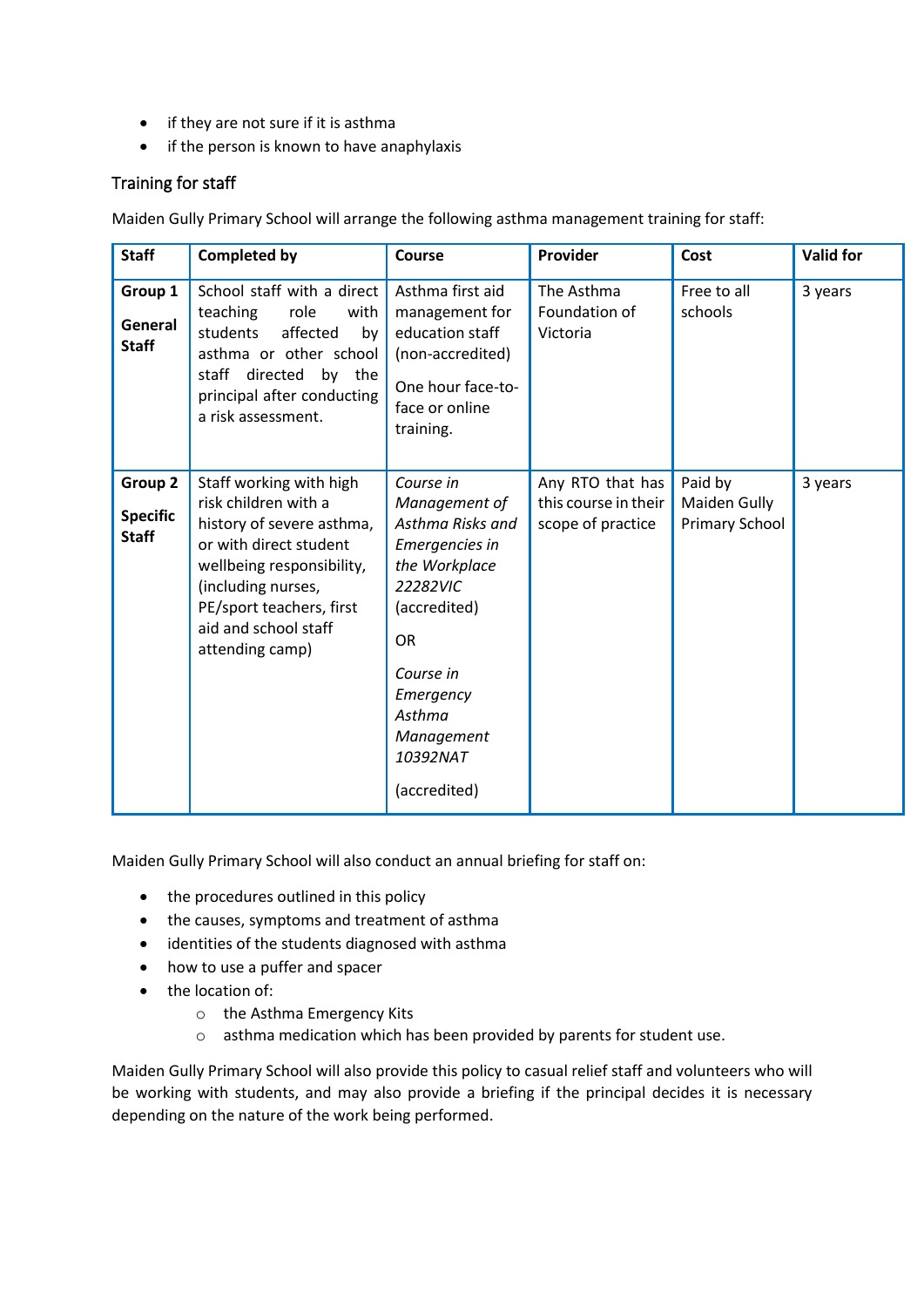- if they are not sure if it is asthma
- if the person is known to have anaphylaxis

## Training for staff

Maiden Gully Primary School will arrange the following asthma management training for staff:

| Staff | Completed by | Course | Provider | Cost | Valid for |
|---|---|---|---|---|---|
| **Group 1** **General Staff** | School staff with a direct teaching role with students affected by asthma or other school staff directed by the principal after conducting a risk assessment. | Asthma first aid management for education staff (non-accredited) One hour face-to-face or online training. | The Asthma Foundation of Victoria | Free to all schools | 3 years |
| **Group 2** **Specific Staff** | Staff working with high risk children with a history of severe asthma, or with direct student wellbeing responsibility, (including nurses, PE/sport teachers, first aid and school staff attending camp) | *Course in Management of Asthma Risks and Emergencies in the Workplace 22282VIC* (accredited) OR *Course in Emergency Asthma Management 10392NAT* (accredited) | Any RTO that has this course in their scope of practice | Paid by Maiden Gully Primary School | 3 years |

Maiden Gully Primary School will also conduct an annual briefing for staff on:

- the procedures outlined in this policy
- the causes, symptoms and treatment of asthma
- identities of the students diagnosed with asthma
- how to use a puffer and spacer
- the location of:
  - the Asthma Emergency Kits
  - asthma medication which has been provided by parents for student use.

Maiden Gully Primary School will also provide this policy to casual relief staff and volunteers who will be working with students, and may also provide a briefing if the principal decides it is necessary depending on the nature of the work being performed.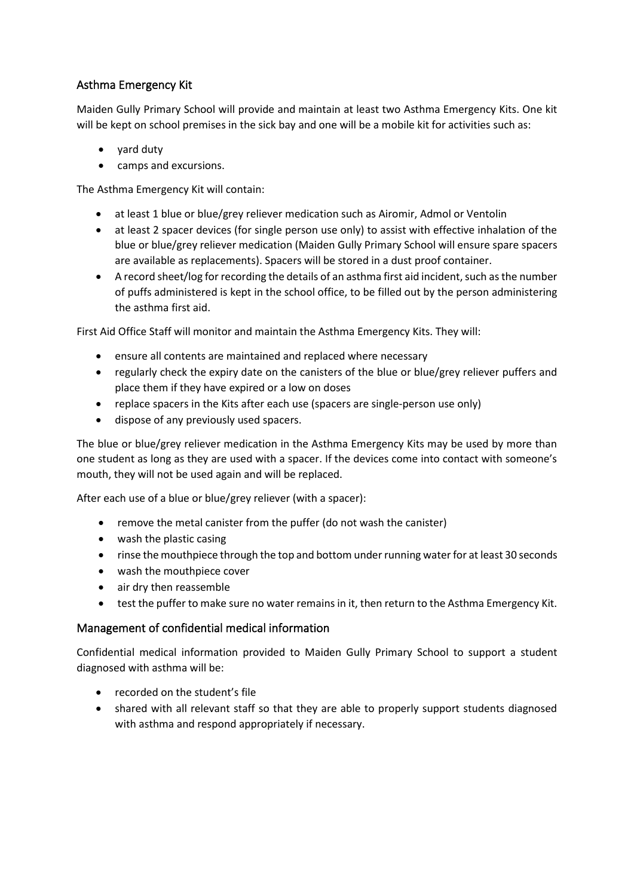## Asthma Emergency Kit

Maiden Gully Primary School will provide and maintain at least two Asthma Emergency Kits. One kit will be kept on school premises in the sick bay and one will be a mobile kit for activities such as:

- yard duty
- camps and excursions.

The Asthma Emergency Kit will contain:

- at least 1 blue or blue/grey reliever medication such as Airomir, Admol or Ventolin
- at least 2 spacer devices (for single person use only) to assist with effective inhalation of the blue or blue/grey reliever medication (Maiden Gully Primary School will ensure spare spacers are available as replacements). Spacers will be stored in a dust proof container.
- A record sheet/log for recording the details of an asthma first aid incident, such as the number of puffs administered is kept in the school office, to be filled out by the person administering the asthma first aid.

First Aid Office Staff will monitor and maintain the Asthma Emergency Kits. They will:

- ensure all contents are maintained and replaced where necessary
- regularly check the expiry date on the canisters of the blue or blue/grey reliever puffers and place them if they have expired or a low on doses
- replace spacers in the Kits after each use (spacers are single-person use only)
- dispose of any previously used spacers.

The blue or blue/grey reliever medication in the Asthma Emergency Kits may be used by more than one student as long as they are used with a spacer. If the devices come into contact with someone's mouth, they will not be used again and will be replaced.

After each use of a blue or blue/grey reliever (with a spacer):

- remove the metal canister from the puffer (do not wash the canister)
- wash the plastic casing
- rinse the mouthpiece through the top and bottom under running water for at least 30 seconds
- wash the mouthpiece cover
- air dry then reassemble
- test the puffer to make sure no water remains in it, then return to the Asthma Emergency Kit.

## Management of confidential medical information

Confidential medical information provided to Maiden Gully Primary School to support a student diagnosed with asthma will be:

- recorded on the student's file
- shared with all relevant staff so that they are able to properly support students diagnosed with asthma and respond appropriately if necessary.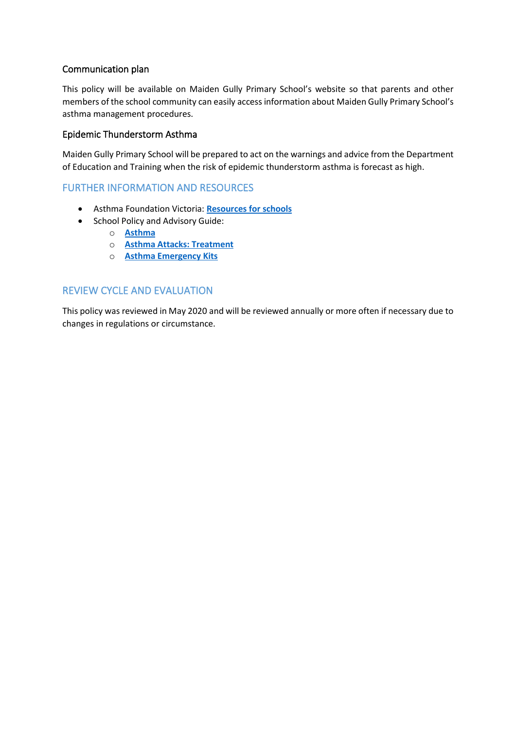### Communication plan

This policy will be available on Maiden Gully Primary School's website so that parents and other members of the school community can easily access information about Maiden Gully Primary School's asthma management procedures.

### Epidemic Thunderstorm Asthma

Maiden Gully Primary School will be prepared to act on the warnings and advice from the Department of Education and Training when the risk of epidemic thunderstorm asthma is forecast as high.

## FURTHER INFORMATION AND RESOURCES

- Asthma Foundation Victoria: **Resources for schools**
- School Policy and Advisory Guide:
  - **Asthma**
  - **Asthma Attacks: Treatment**
  - **Asthma Emergency Kits**

## REVIEW CYCLE AND EVALUATION

This policy was reviewed in May 2020 and will be reviewed annually or more often if necessary due to changes in regulations or circumstance.